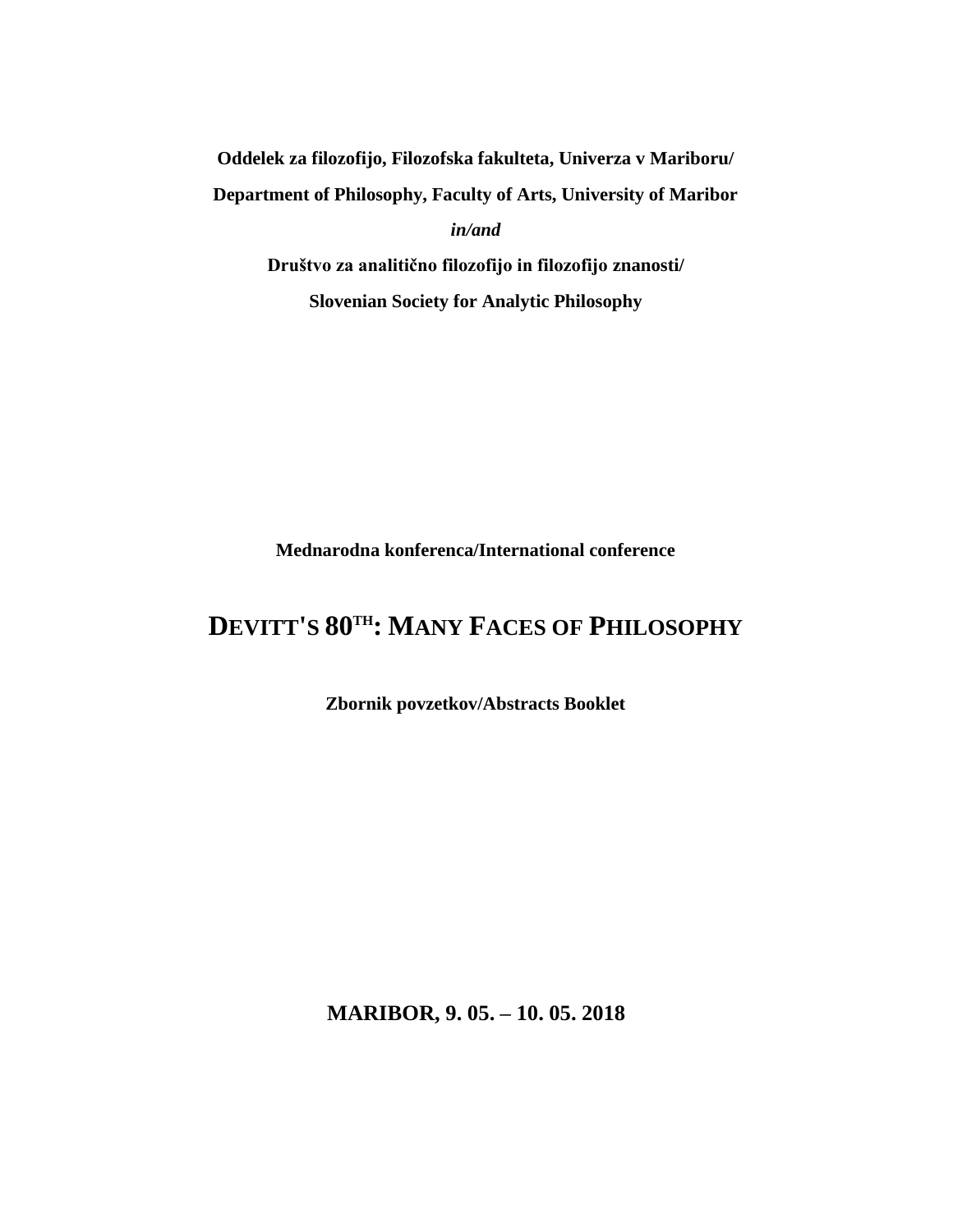**Oddelek za filozofijo, Filozofska fakulteta, Univerza v Mariboru/**

**Department of Philosophy, Faculty of Arts, University of Maribor**

***in/and***

**Društvo za analitično filozofijo in filozofijo znanosti/**

**Slovenian Society for Analytic Philosophy**

**Mednarodna konferenca/International conference**

# DEVITT'S 80TH: MANY FACES OF PHILOSOPHY

**Zbornik povzetkov/Abstracts Booklet**

**MARIBOR, 9. 05. – 10. 05. 2018**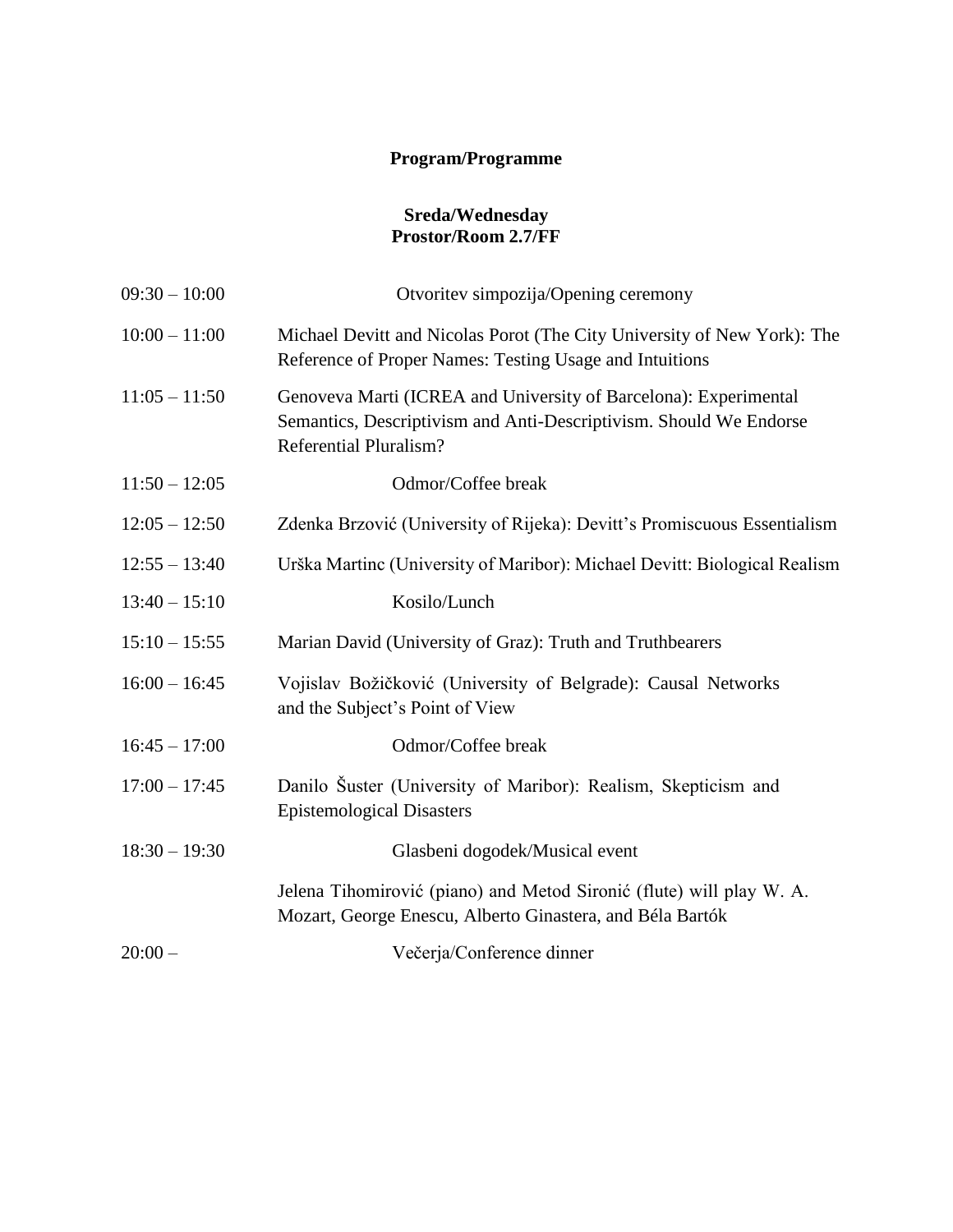# Program/Programme

## Sreda/Wednesday
## Prostor/Room 2.7/FF

| | |
|---|---|
| 09:30 – 10:00 | Otvoritev simpozija/Opening ceremony |
| 10:00 – 11:00 | Michael Devitt and Nicolas Porot (The City University of New York): The Reference of Proper Names: Testing Usage and Intuitions |
| 11:05 – 11:50 | Genoveva Marti (ICREA and University of Barcelona): Experimental Semantics, Descriptivism and Anti-Descriptivism. Should We Endorse Referential Pluralism? |
| 11:50 – 12:05 | Odmor/Coffee break |
| 12:05 – 12:50 | Zdenka Brzović (University of Rijeka): Devitt's Promiscuous Essentialism |
| 12:55 – 13:40 | Urška Martinc (University of Maribor): Michael Devitt: Biological Realism |
| 13:40 – 15:10 | Kosilo/Lunch |
| 15:10 – 15:55 | Marian David (University of Graz): Truth and Truthbearers |
| 16:00 – 16:45 | Vojislav Božičković (University of Belgrade): Causal Networks and the Subject's Point of View |
| 16:45 – 17:00 | Odmor/Coffee break |
| 17:00 – 17:45 | Danilo Šuster (University of Maribor): Realism, Skepticism and Epistemological Disasters |
| 18:30 – 19:30 | Glasbeni dogodek/Musical event |
| | Jelena Tihomirović (piano) and Metod Sironić (flute) will play W. A. Mozart, George Enescu, Alberto Ginastera, and Béla Bartók |
| 20:00 – | Večerja/Conference dinner |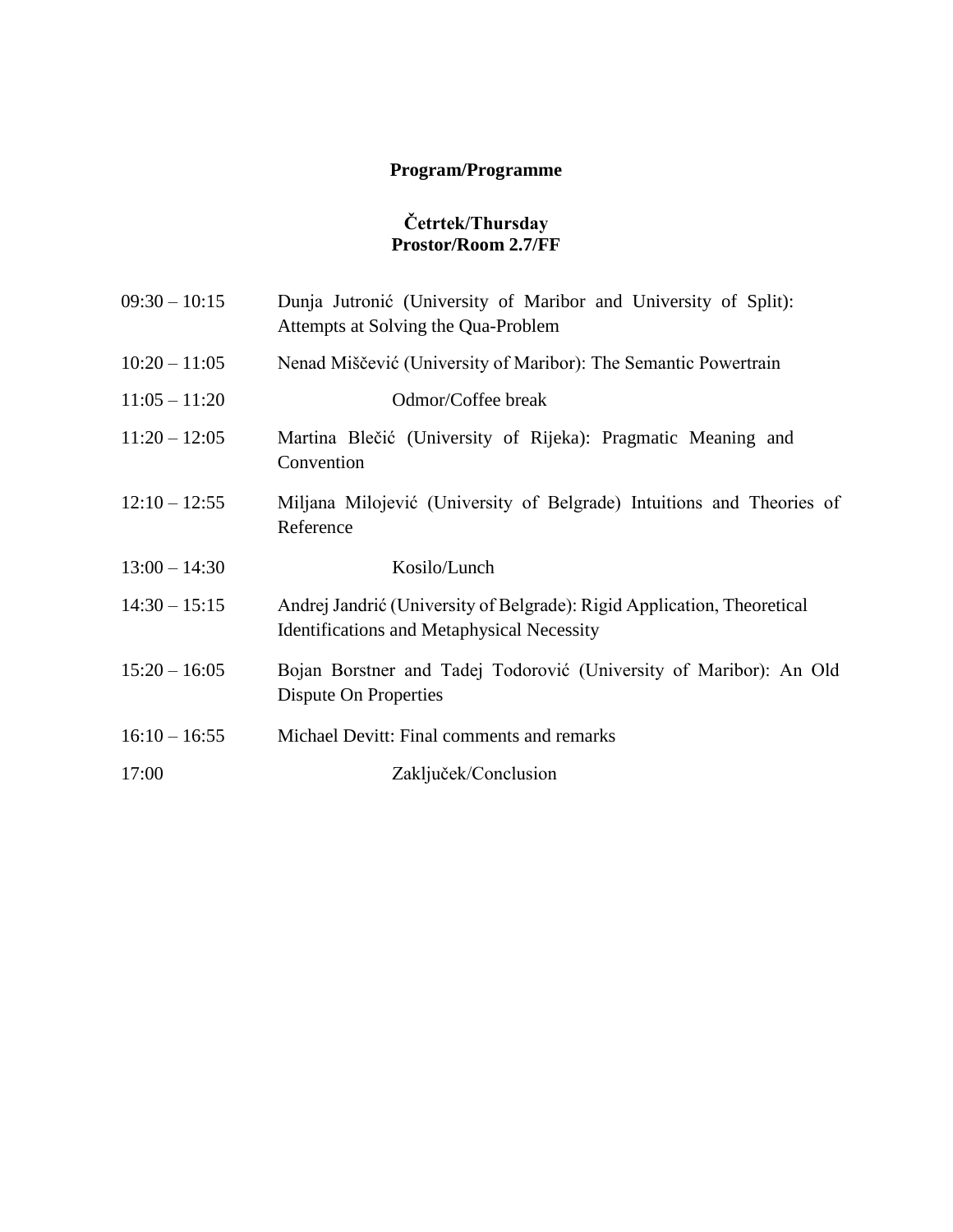**Program/Programme**

**Četrtek/Thursday**
**Prostor/Room 2.7/FF**

| | |
|---|---|
| 09:30 – 10:15 | Dunja Jutronić (University of Maribor and University of Split): Attempts at Solving the Qua-Problem |
| 10:20 – 11:05 | Nenad Miščević (University of Maribor): The Semantic Powertrain |
| 11:05 – 11:20 | Odmor/Coffee break |
| 11:20 – 12:05 | Martina Blečić (University of Rijeka): Pragmatic Meaning and Convention |
| 12:10 – 12:55 | Miljana Milojević (University of Belgrade) Intuitions and Theories of Reference |
| 13:00 – 14:30 | Kosilo/Lunch |
| 14:30 – 15:15 | Andrej Jandrić (University of Belgrade): Rigid Application, Theoretical Identifications and Metaphysical Necessity |
| 15:20 – 16:05 | Bojan Borstner and Tadej Todorović (University of Maribor): An Old Dispute On Properties |
| 16:10 – 16:55 | Michael Devitt: Final comments and remarks |
| 17:00 | Zaključek/Conclusion |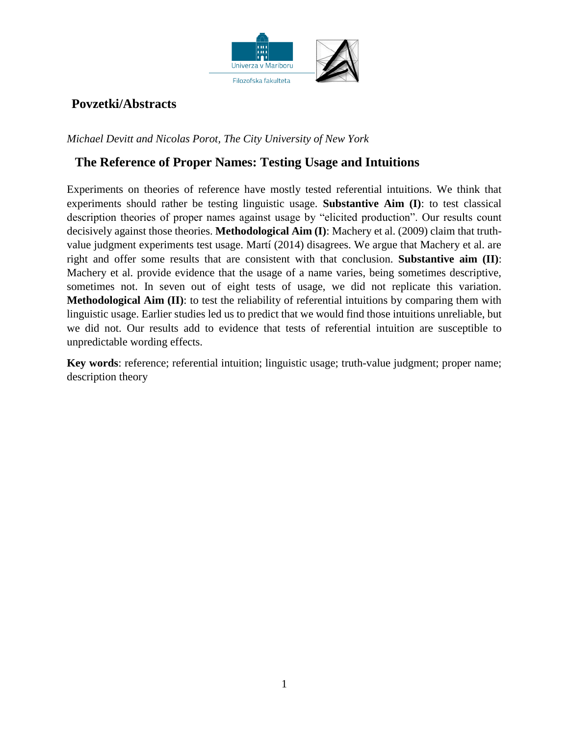## Povzetki/Abstracts

*Michael Devitt and Nicolas Porot, The City University of New York*

### The Reference of Proper Names: Testing Usage and Intuitions

Experiments on theories of reference have mostly tested referential intuitions. We think that experiments should rather be testing linguistic usage. **Substantive Aim (I)**: to test classical description theories of proper names against usage by "elicited production". Our results count decisively against those theories. **Methodological Aim (I)**: Machery et al. (2009) claim that truth-value judgment experiments test usage. Martí (2014) disagrees. We argue that Machery et al. are right and offer some results that are consistent with that conclusion. **Substantive aim (II)**: Machery et al. provide evidence that the usage of a name varies, being sometimes descriptive, sometimes not. In seven out of eight tests of usage, we did not replicate this variation. **Methodological Aim (II)**: to test the reliability of referential intuitions by comparing them with linguistic usage. Earlier studies led us to predict that we would find those intuitions unreliable, but we did not. Our results add to evidence that tests of referential intuition are susceptible to unpredictable wording effects.

**Key words**: reference; referential intuition; linguistic usage; truth-value judgment; proper name; description theory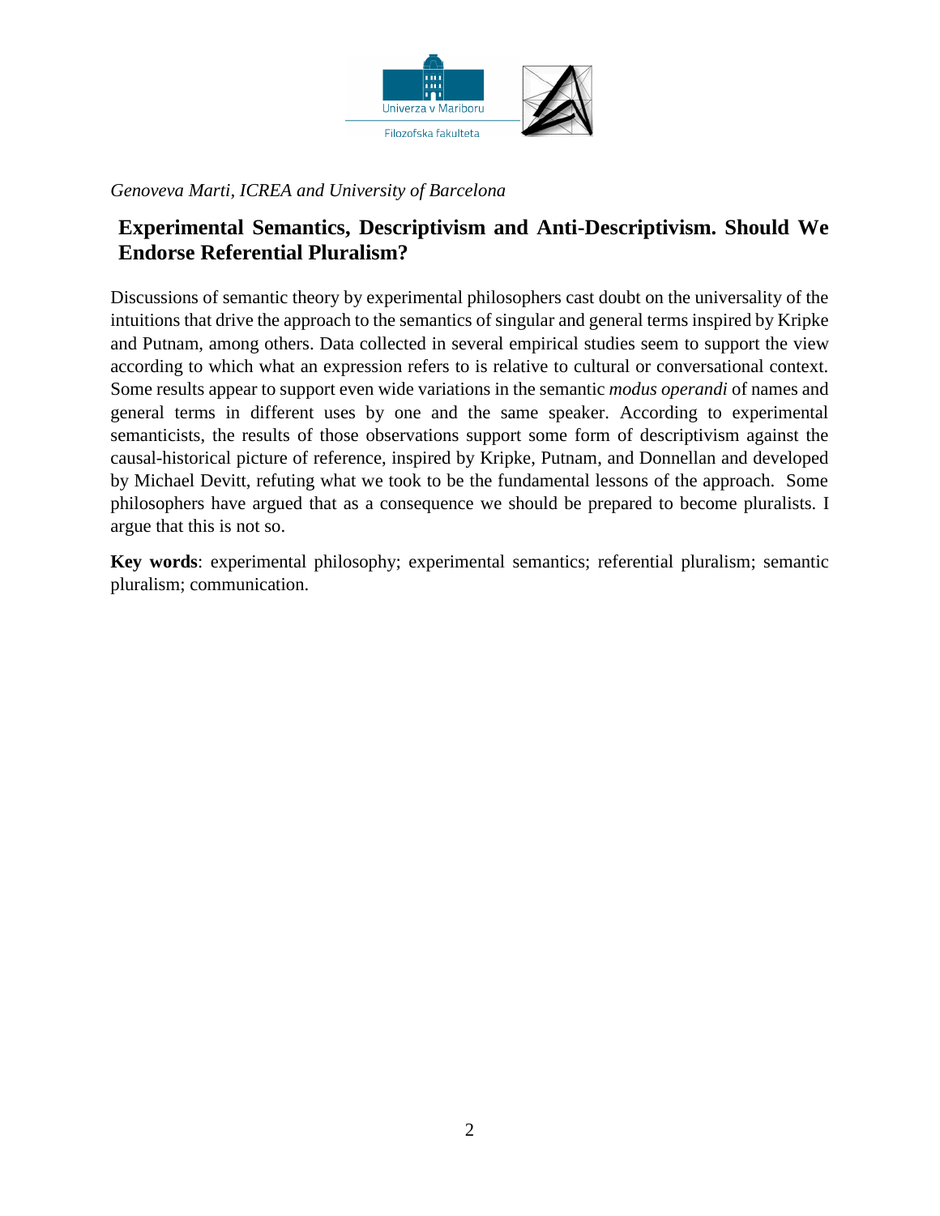*Genoveva Marti, ICREA and University of Barcelona*

## Experimental Semantics, Descriptivism and Anti-Descriptivism. Should We Endorse Referential Pluralism?

Discussions of semantic theory by experimental philosophers cast doubt on the universality of the intuitions that drive the approach to the semantics of singular and general terms inspired by Kripke and Putnam, among others. Data collected in several empirical studies seem to support the view according to which what an expression refers to is relative to cultural or conversational context. Some results appear to support even wide variations in the semantic *modus operandi* of names and general terms in different uses by one and the same speaker. According to experimental semanticists, the results of those observations support some form of descriptivism against the causal-historical picture of reference, inspired by Kripke, Putnam, and Donnellan and developed by Michael Devitt, refuting what we took to be the fundamental lessons of the approach. Some philosophers have argued that as a consequence we should be prepared to become pluralists. I argue that this is not so.

**Key words**: experimental philosophy; experimental semantics; referential pluralism; semantic pluralism; communication.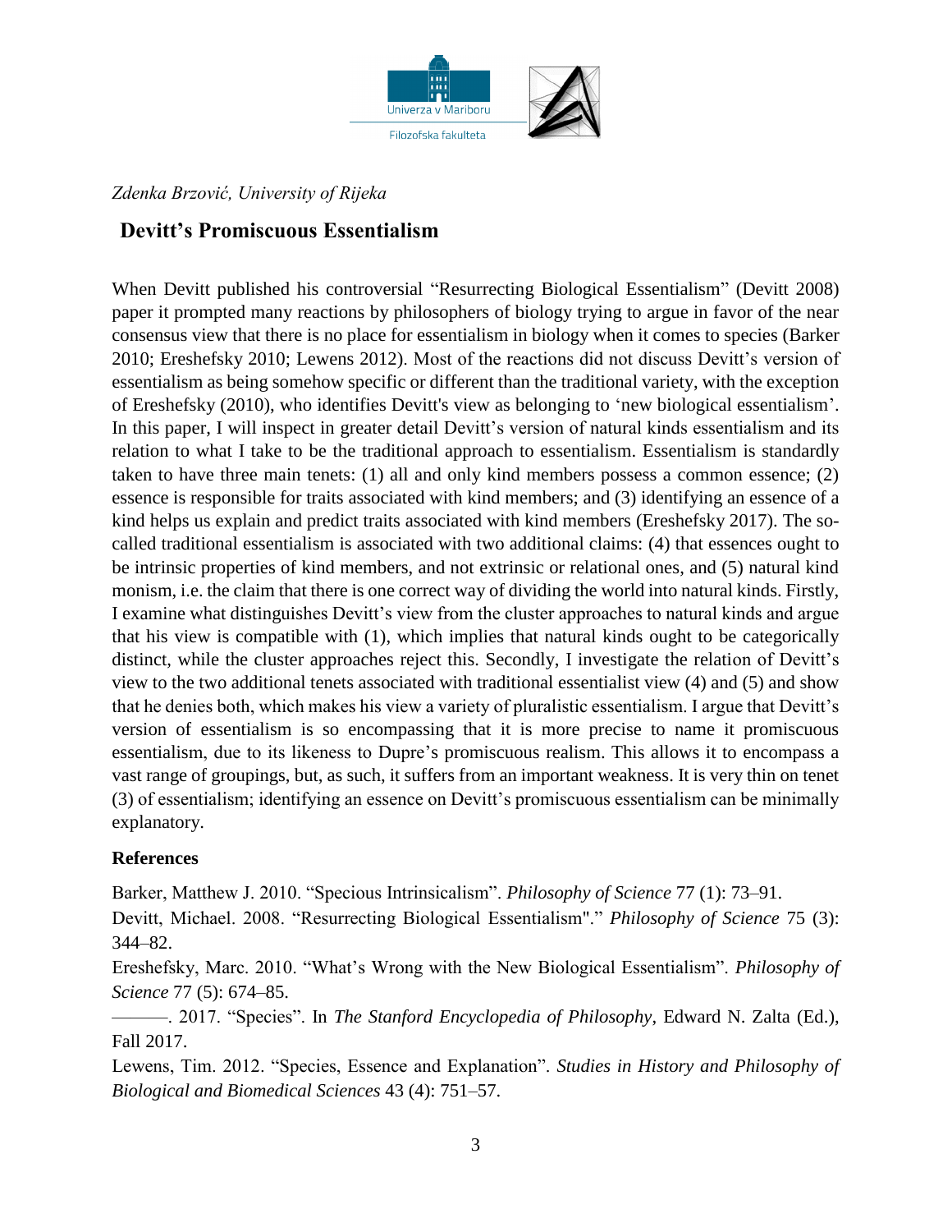*Zdenka Brzović, University of Rijeka*

## Devitt's Promiscuous Essentialism

When Devitt published his controversial "Resurrecting Biological Essentialism" (Devitt 2008) paper it prompted many reactions by philosophers of biology trying to argue in favor of the near consensus view that there is no place for essentialism in biology when it comes to species (Barker 2010; Ereshefsky 2010; Lewens 2012). Most of the reactions did not discuss Devitt's version of essentialism as being somehow specific or different than the traditional variety, with the exception of Ereshefsky (2010), who identifies Devitt's view as belonging to 'new biological essentialism'. In this paper, I will inspect in greater detail Devitt's version of natural kinds essentialism and its relation to what I take to be the traditional approach to essentialism. Essentialism is standardly taken to have three main tenets: (1) all and only kind members possess a common essence; (2) essence is responsible for traits associated with kind members; and (3) identifying an essence of a kind helps us explain and predict traits associated with kind members (Ereshefsky 2017). The so-called traditional essentialism is associated with two additional claims: (4) that essences ought to be intrinsic properties of kind members, and not extrinsic or relational ones, and (5) natural kind monism, i.e. the claim that there is one correct way of dividing the world into natural kinds. Firstly, I examine what distinguishes Devitt's view from the cluster approaches to natural kinds and argue that his view is compatible with (1), which implies that natural kinds ought to be categorically distinct, while the cluster approaches reject this. Secondly, I investigate the relation of Devitt's view to the two additional tenets associated with traditional essentialist view (4) and (5) and show that he denies both, which makes his view a variety of pluralistic essentialism. I argue that Devitt's version of essentialism is so encompassing that it is more precise to name it promiscuous essentialism, due to its likeness to Dupre's promiscuous realism. This allows it to encompass a vast range of groupings, but, as such, it suffers from an important weakness. It is very thin on tenet (3) of essentialism; identifying an essence on Devitt's promiscuous essentialism can be minimally explanatory.

### References

Barker, Matthew J. 2010. "Specious Intrinsicalism". *Philosophy of Science* 77 (1): 73–91.

Devitt, Michael. 2008. "Resurrecting Biological Essentialism"." *Philosophy of Science* 75 (3): 344–82.

Ereshefsky, Marc. 2010. "What's Wrong with the New Biological Essentialism". *Philosophy of Science* 77 (5): 674–85.

———. 2017. "Species". In *The Stanford Encyclopedia of Philosophy*, Edward N. Zalta (Ed.), Fall 2017.

Lewens, Tim. 2012. "Species, Essence and Explanation". *Studies in History and Philosophy of Biological and Biomedical Sciences* 43 (4): 751–57.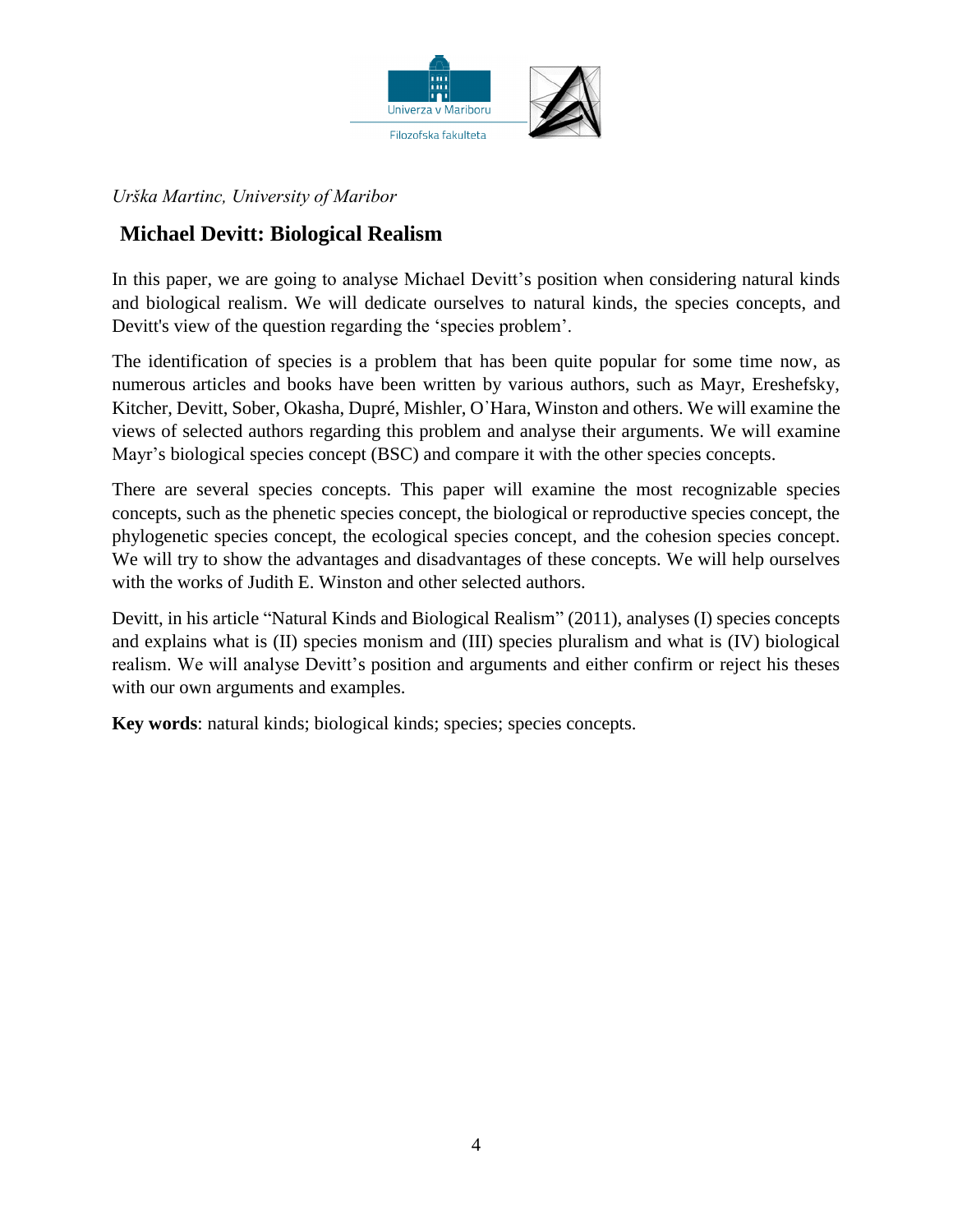*Urška Martinc, University of Maribor*

## Michael Devitt: Biological Realism

In this paper, we are going to analyse Michael Devitt's position when considering natural kinds and biological realism. We will dedicate ourselves to natural kinds, the species concepts, and Devitt's view of the question regarding the 'species problem'.

The identification of species is a problem that has been quite popular for some time now, as numerous articles and books have been written by various authors, such as Mayr, Ereshefsky, Kitcher, Devitt, Sober, Okasha, Dupré, Mishler, O'Hara, Winston and others. We will examine the views of selected authors regarding this problem and analyse their arguments. We will examine Mayr's biological species concept (BSC) and compare it with the other species concepts.

There are several species concepts. This paper will examine the most recognizable species concepts, such as the phenetic species concept, the biological or reproductive species concept, the phylogenetic species concept, the ecological species concept, and the cohesion species concept. We will try to show the advantages and disadvantages of these concepts. We will help ourselves with the works of Judith E. Winston and other selected authors.

Devitt, in his article "Natural Kinds and Biological Realism" (2011), analyses (I) species concepts and explains what is (II) species monism and (III) species pluralism and what is (IV) biological realism. We will analyse Devitt's position and arguments and either confirm or reject his theses with our own arguments and examples.

**Key words**: natural kinds; biological kinds; species; species concepts.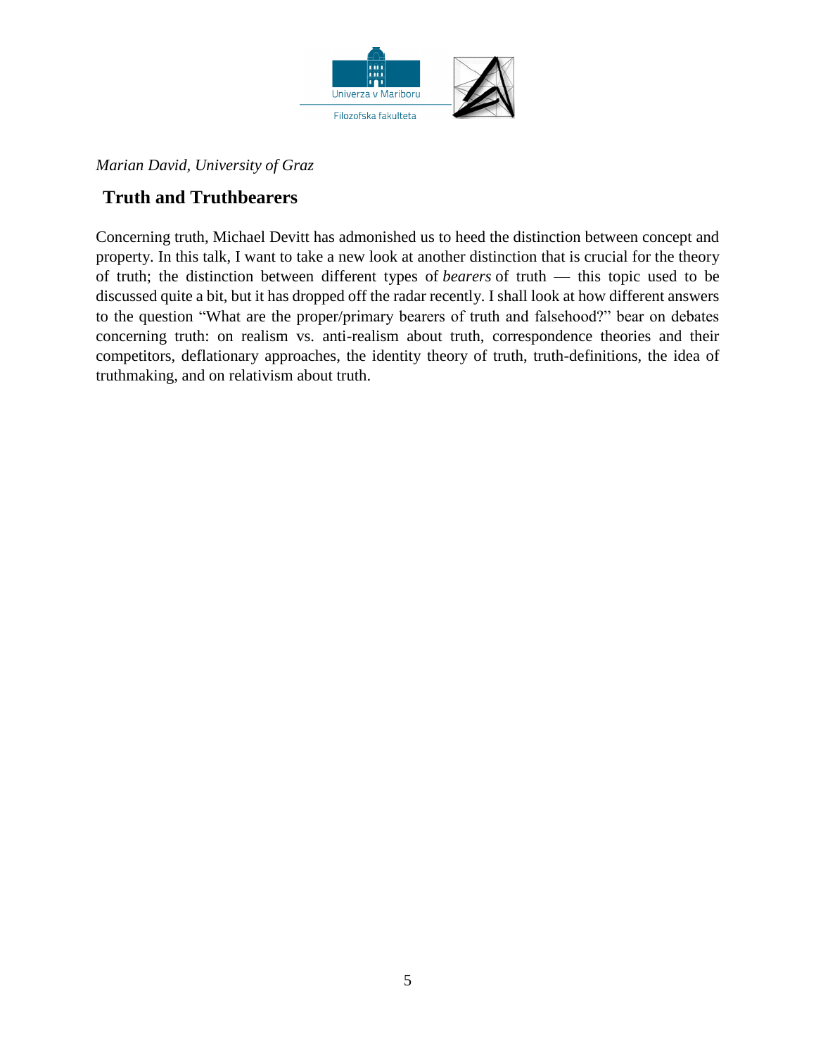*Marian David, University of Graz*

## Truth and Truthbearers

Concerning truth, Michael Devitt has admonished us to heed the distinction between concept and property. In this talk, I want to take a new look at another distinction that is crucial for the theory of truth; the distinction between different types of *bearers* of truth — this topic used to be discussed quite a bit, but it has dropped off the radar recently. I shall look at how different answers to the question "What are the proper/primary bearers of truth and falsehood?" bear on debates concerning truth: on realism vs. anti-realism about truth, correspondence theories and their competitors, deflationary approaches, the identity theory of truth, truth-definitions, the idea of truthmaking, and on relativism about truth.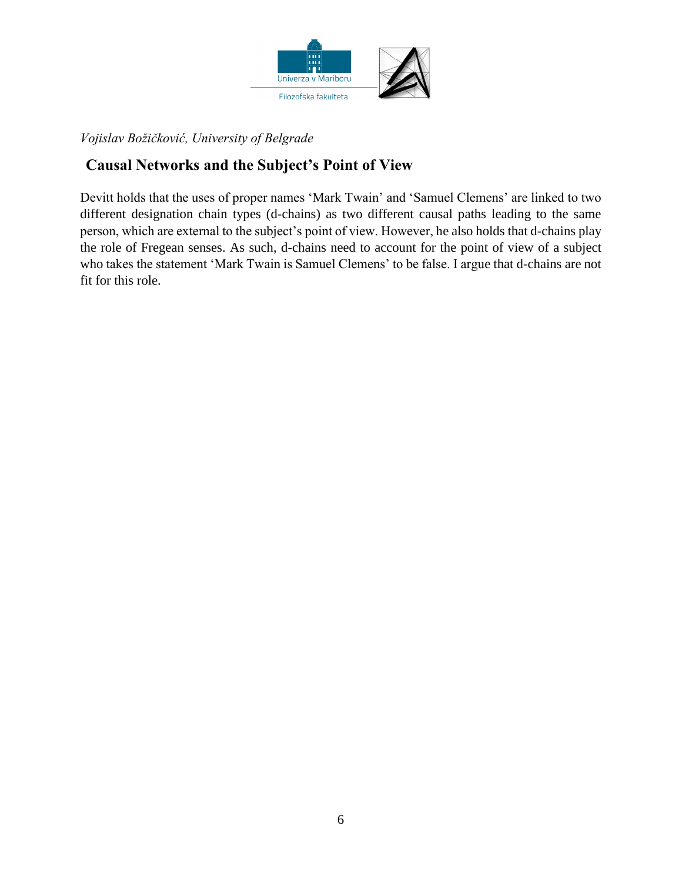*Vojislav Božičković, University of Belgrade*

## Causal Networks and the Subject's Point of View

Devitt holds that the uses of proper names 'Mark Twain' and 'Samuel Clemens' are linked to two different designation chain types (d-chains) as two different causal paths leading to the same person, which are external to the subject's point of view. However, he also holds that d-chains play the role of Fregean senses. As such, d-chains need to account for the point of view of a subject who takes the statement 'Mark Twain is Samuel Clemens' to be false. I argue that d-chains are not fit for this role.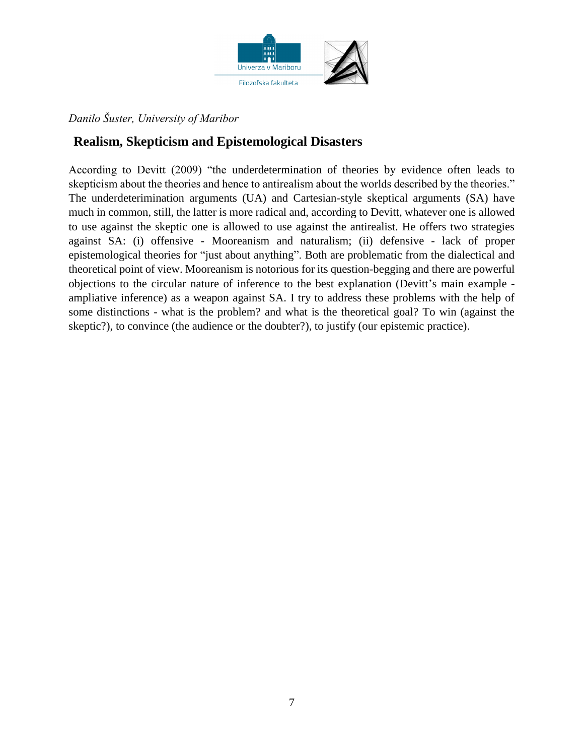*Danilo Šuster, University of Maribor*

## Realism, Skepticism and Epistemological Disasters

According to Devitt (2009) "the underdetermination of theories by evidence often leads to skepticism about the theories and hence to antirealism about the worlds described by the theories." The underdeterimination arguments (UA) and Cartesian-style skeptical arguments (SA) have much in common, still, the latter is more radical and, according to Devitt, whatever one is allowed to use against the skeptic one is allowed to use against the antirealist. He offers two strategies against SA: (i) offensive - Mooreanism and naturalism; (ii) defensive - lack of proper epistemological theories for "just about anything". Both are problematic from the dialectical and theoretical point of view. Mooreanism is notorious for its question-begging and there are powerful objections to the circular nature of inference to the best explanation (Devitt's main example - ampliative inference) as a weapon against SA. I try to address these problems with the help of some distinctions - what is the problem? and what is the theoretical goal? To win (against the skeptic?), to convince (the audience or the doubter?), to justify (our epistemic practice).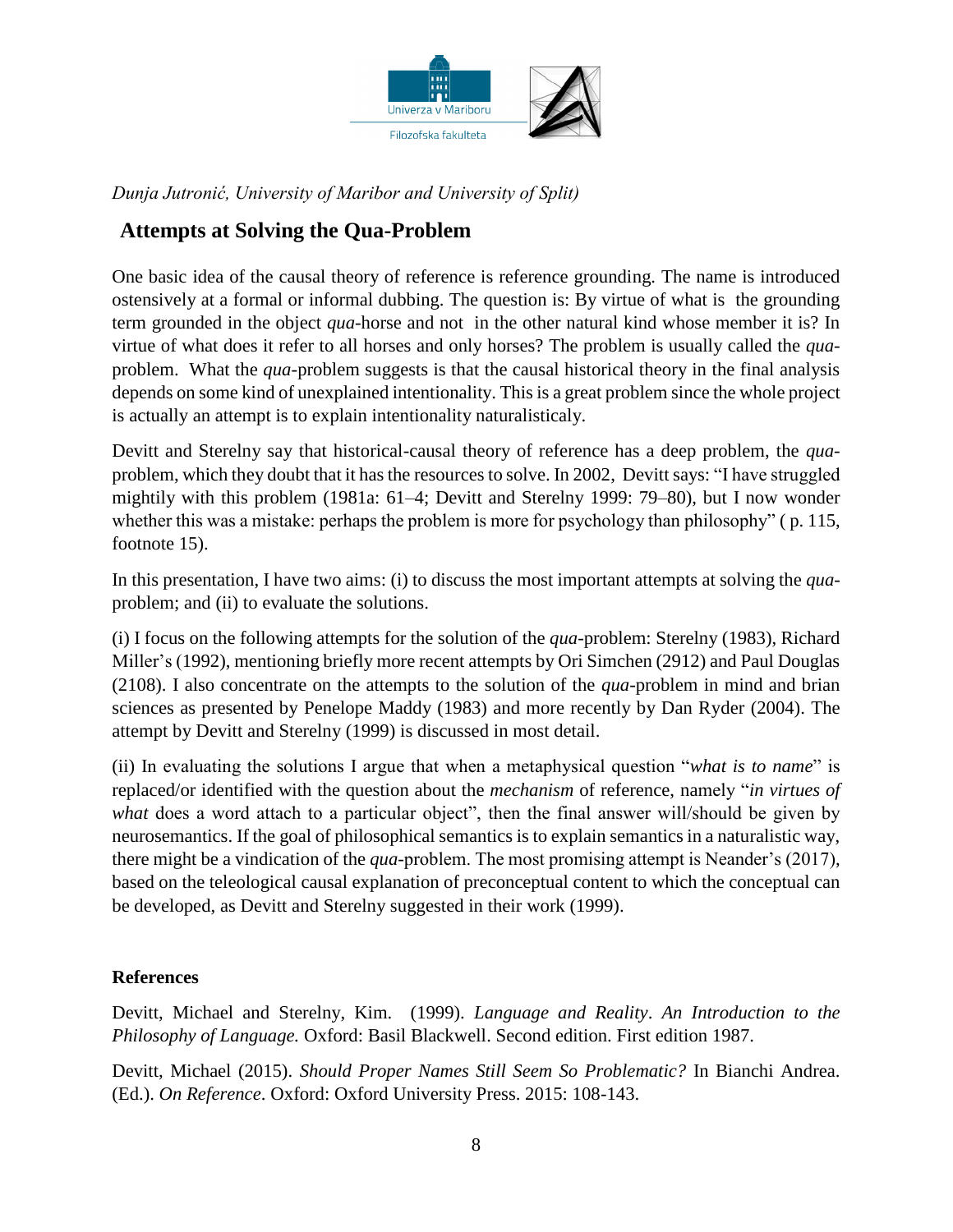*Dunja Jutronić, University of Maribor and University of Split)*

## Attempts at Solving the Qua-Problem

One basic idea of the causal theory of reference is reference grounding. The name is introduced ostensively at a formal or informal dubbing. The question is: By virtue of what is the grounding term grounded in the object *qua*-horse and not in the other natural kind whose member it is? In virtue of what does it refer to all horses and only horses? The problem is usually called the *qua*-problem. What the *qua*-problem suggests is that the causal historical theory in the final analysis depends on some kind of unexplained intentionality. This is a great problem since the whole project is actually an attempt is to explain intentionality naturalisticaly.

Devitt and Sterelny say that historical-causal theory of reference has a deep problem, the *qua*-problem, which they doubt that it has the resources to solve. In 2002, Devitt says: "I have struggled mightily with this problem (1981a: 61–4; Devitt and Sterelny 1999: 79–80), but I now wonder whether this was a mistake: perhaps the problem is more for psychology than philosophy" ( p. 115, footnote 15).

In this presentation, I have two aims: (i) to discuss the most important attempts at solving the *qua*-problem; and (ii) to evaluate the solutions.

(i) I focus on the following attempts for the solution of the *qua*-problem: Sterelny (1983), Richard Miller's (1992), mentioning briefly more recent attempts by Ori Simchen (2912) and Paul Douglas (2108). I also concentrate on the attempts to the solution of the *qua*-problem in mind and brian sciences as presented by Penelope Maddy (1983) and more recently by Dan Ryder (2004). The attempt by Devitt and Sterelny (1999) is discussed in most detail.

(ii) In evaluating the solutions I argue that when a metaphysical question "*what is to name*" is replaced/or identified with the question about the *mechanism* of reference, namely "*in virtues of what* does a word attach to a particular object", then the final answer will/should be given by neurosemantics. If the goal of philosophical semantics is to explain semantics in a naturalistic way, there might be a vindication of the *qua*-problem. The most promising attempt is Neander's (2017), based on the teleological causal explanation of preconceptual content to which the conceptual can be developed, as Devitt and Sterelny suggested in their work (1999).

### References

Devitt, Michael and Sterelny, Kim. (1999). *Language and Reality*. *An Introduction to the Philosophy of Language.* Oxford: Basil Blackwell. Second edition. First edition 1987.

Devitt, Michael (2015). *Should Proper Names Still Seem So Problematic?* In Bianchi Andrea. (Ed.). *On Reference*. Oxford: Oxford University Press. 2015: 108-143.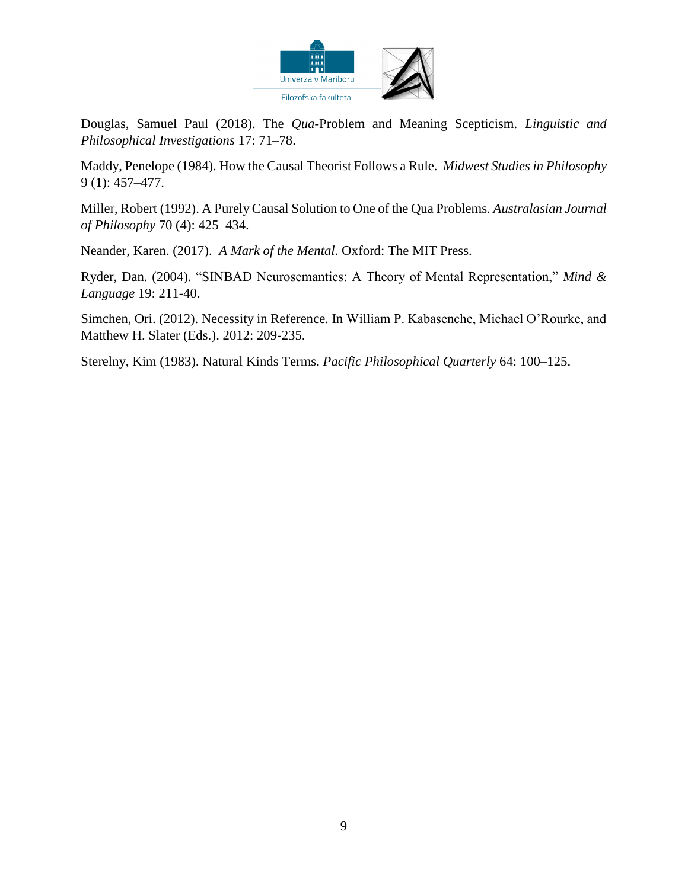Douglas, Samuel Paul (2018). The *Qua*-Problem and Meaning Scepticism. *Linguistic and Philosophical Investigations* 17: 71–78.

Maddy, Penelope (1984). How the Causal Theorist Follows a Rule. *Midwest Studies in Philosophy* 9 (1): 457–477.

Miller, Robert (1992). A Purely Causal Solution to One of the Qua Problems. *Australasian Journal of Philosophy* 70 (4): 425–434.

Neander, Karen. (2017). *A Mark of the Mental*. Oxford: The MIT Press.

Ryder, Dan. (2004). "SINBAD Neurosemantics: A Theory of Mental Representation," *Mind & Language* 19: 211-40.

Simchen, Ori. (2012). Necessity in Reference. In William P. Kabasenche, Michael O'Rourke, and Matthew H. Slater (Eds.). 2012: 209-235.

Sterelny, Kim (1983). Natural Kinds Terms. *Pacific Philosophical Quarterly* 64: 100–125.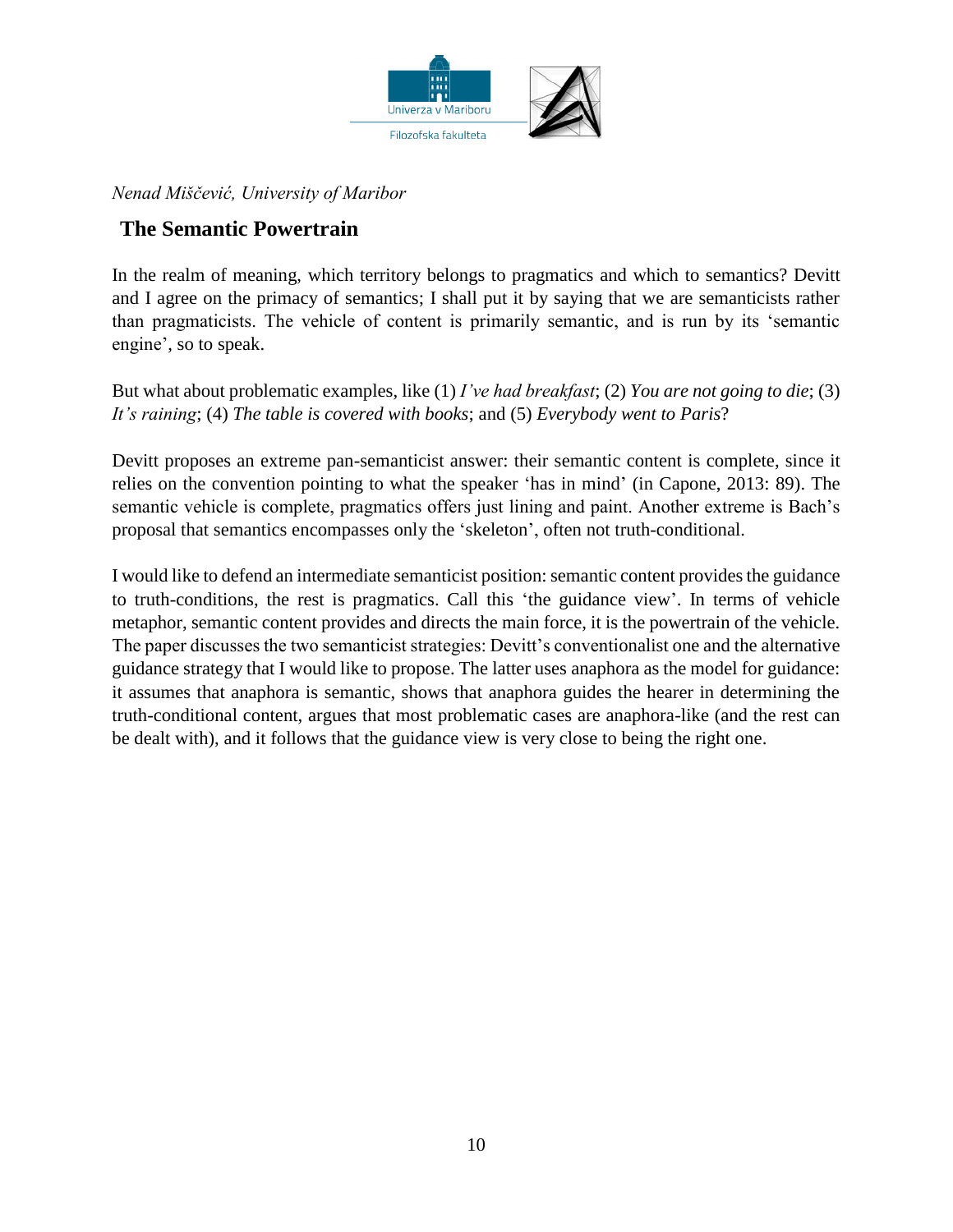*Nenad Miščević, University of Maribor*

## The Semantic Powertrain

In the realm of meaning, which territory belongs to pragmatics and which to semantics? Devitt and I agree on the primacy of semantics; I shall put it by saying that we are semanticists rather than pragmaticists. The vehicle of content is primarily semantic, and is run by its 'semantic engine', so to speak.

But what about problematic examples, like (1) *I've had breakfast*; (2) *You are not going to die*; (3) *It's raining*; (4) *The table is covered with books*; and (5) *Everybody went to Paris*?

Devitt proposes an extreme pan-semanticist answer: their semantic content is complete, since it relies on the convention pointing to what the speaker 'has in mind' (in Capone, 2013: 89). The semantic vehicle is complete, pragmatics offers just lining and paint. Another extreme is Bach's proposal that semantics encompasses only the 'skeleton', often not truth-conditional.

I would like to defend an intermediate semanticist position: semantic content provides the guidance to truth-conditions, the rest is pragmatics. Call this 'the guidance view'. In terms of vehicle metaphor, semantic content provides and directs the main force, it is the powertrain of the vehicle. The paper discusses the two semanticist strategies: Devitt's conventionalist one and the alternative guidance strategy that I would like to propose. The latter uses anaphora as the model for guidance: it assumes that anaphora is semantic, shows that anaphora guides the hearer in determining the truth-conditional content, argues that most problematic cases are anaphora-like (and the rest can be dealt with), and it follows that the guidance view is very close to being the right one.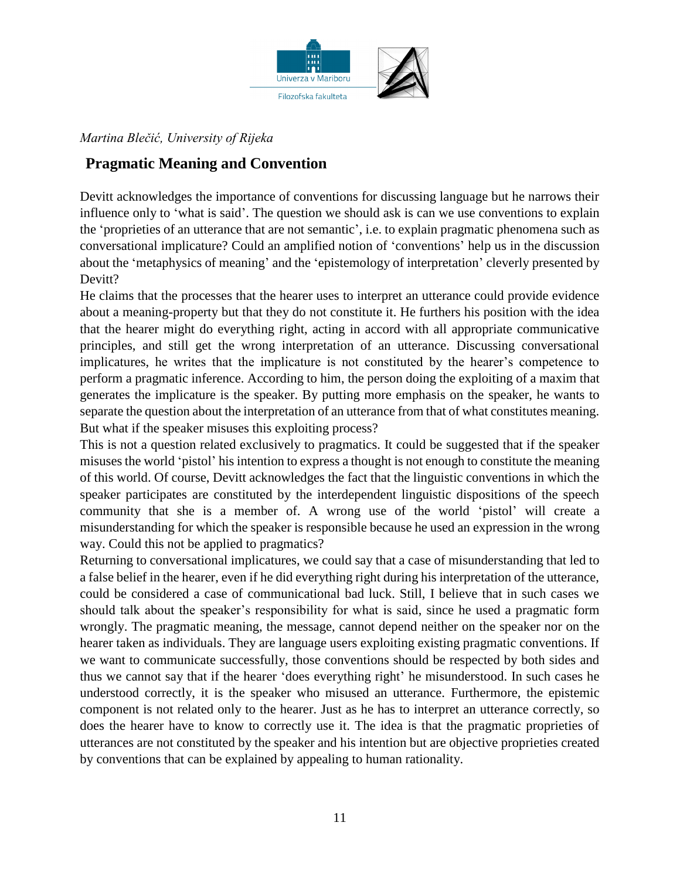*Martina Blečić, University of Rijeka*

## Pragmatic Meaning and Convention

Devitt acknowledges the importance of conventions for discussing language but he narrows their influence only to 'what is said'. The question we should ask is can we use conventions to explain the 'proprieties of an utterance that are not semantic', i.e. to explain pragmatic phenomena such as conversational implicature? Could an amplified notion of 'conventions' help us in the discussion about the 'metaphysics of meaning' and the 'epistemology of interpretation' cleverly presented by Devitt?

He claims that the processes that the hearer uses to interpret an utterance could provide evidence about a meaning-property but that they do not constitute it. He furthers his position with the idea that the hearer might do everything right, acting in accord with all appropriate communicative principles, and still get the wrong interpretation of an utterance. Discussing conversational implicatures, he writes that the implicature is not constituted by the hearer's competence to perform a pragmatic inference. According to him, the person doing the exploiting of a maxim that generates the implicature is the speaker. By putting more emphasis on the speaker, he wants to separate the question about the interpretation of an utterance from that of what constitutes meaning. But what if the speaker misuses this exploiting process?

This is not a question related exclusively to pragmatics. It could be suggested that if the speaker misuses the world 'pistol' his intention to express a thought is not enough to constitute the meaning of this world. Of course, Devitt acknowledges the fact that the linguistic conventions in which the speaker participates are constituted by the interdependent linguistic dispositions of the speech community that she is a member of. A wrong use of the world 'pistol' will create a misunderstanding for which the speaker is responsible because he used an expression in the wrong way. Could this not be applied to pragmatics?

Returning to conversational implicatures, we could say that a case of misunderstanding that led to a false belief in the hearer, even if he did everything right during his interpretation of the utterance, could be considered a case of communicational bad luck. Still, I believe that in such cases we should talk about the speaker's responsibility for what is said, since he used a pragmatic form wrongly. The pragmatic meaning, the message, cannot depend neither on the speaker nor on the hearer taken as individuals. They are language users exploiting existing pragmatic conventions. If we want to communicate successfully, those conventions should be respected by both sides and thus we cannot say that if the hearer 'does everything right' he misunderstood. In such cases he understood correctly, it is the speaker who misused an utterance. Furthermore, the epistemic component is not related only to the hearer. Just as he has to interpret an utterance correctly, so does the hearer have to know to correctly use it. The idea is that the pragmatic proprieties of utterances are not constituted by the speaker and his intention but are objective proprieties created by conventions that can be explained by appealing to human rationality.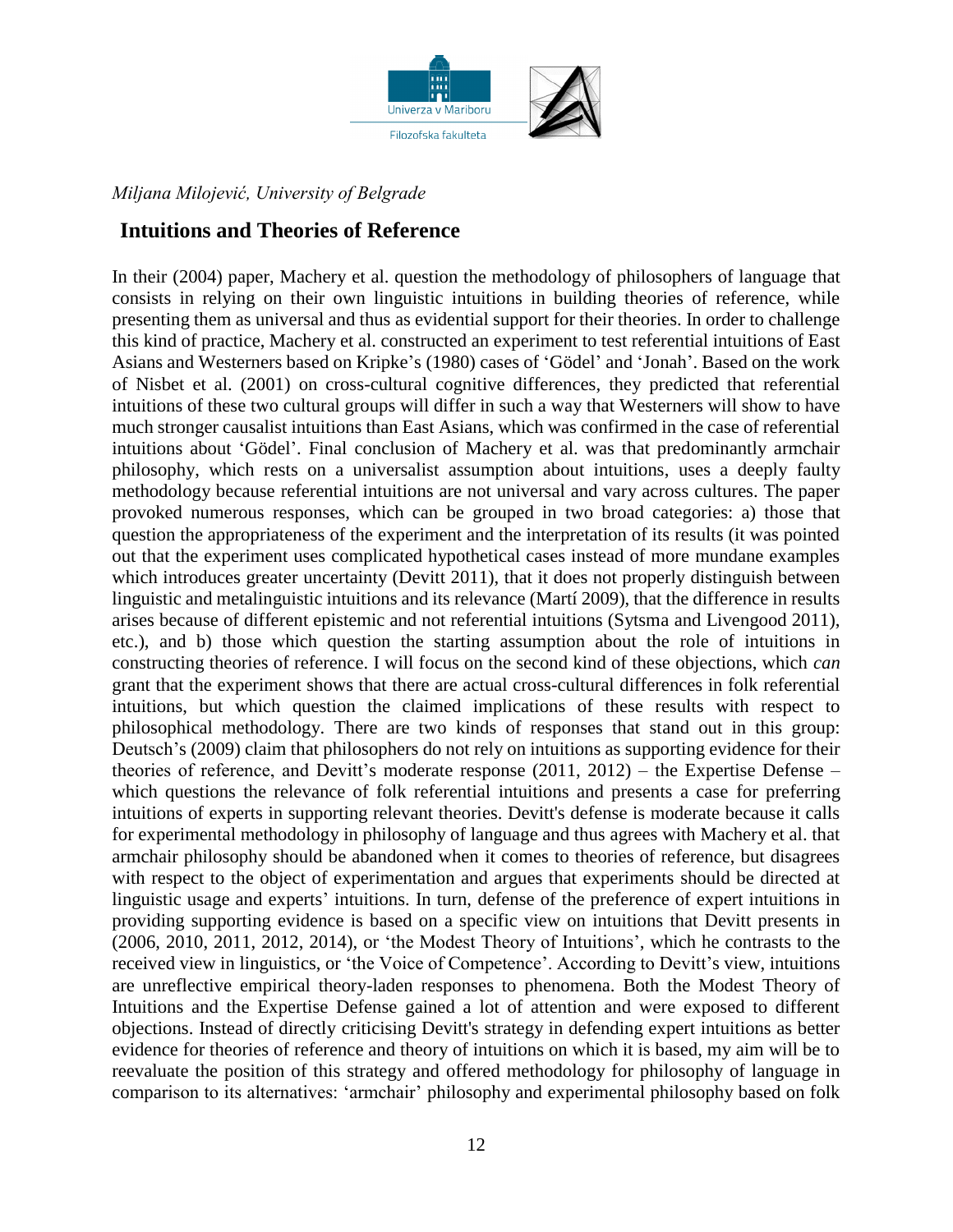*Miljana Milojević, University of Belgrade*

## Intuitions and Theories of Reference

In their (2004) paper, Machery et al. question the methodology of philosophers of language that consists in relying on their own linguistic intuitions in building theories of reference, while presenting them as universal and thus as evidential support for their theories. In order to challenge this kind of practice, Machery et al. constructed an experiment to test referential intuitions of East Asians and Westerners based on Kripke's (1980) cases of 'Gödel' and 'Jonah'. Based on the work of Nisbet et al. (2001) on cross-cultural cognitive differences, they predicted that referential intuitions of these two cultural groups will differ in such a way that Westerners will show to have much stronger causalist intuitions than East Asians, which was confirmed in the case of referential intuitions about 'Gödel'. Final conclusion of Machery et al. was that predominantly armchair philosophy, which rests on a universalist assumption about intuitions, uses a deeply faulty methodology because referential intuitions are not universal and vary across cultures. The paper provoked numerous responses, which can be grouped in two broad categories: a) those that question the appropriateness of the experiment and the interpretation of its results (it was pointed out that the experiment uses complicated hypothetical cases instead of more mundane examples which introduces greater uncertainty (Devitt 2011), that it does not properly distinguish between linguistic and metalinguistic intuitions and its relevance (Martí 2009), that the difference in results arises because of different epistemic and not referential intuitions (Sytsma and Livengood 2011), etc.), and b) those which question the starting assumption about the role of intuitions in constructing theories of reference. I will focus on the second kind of these objections, which *can* grant that the experiment shows that there are actual cross-cultural differences in folk referential intuitions, but which question the claimed implications of these results with respect to philosophical methodology. There are two kinds of responses that stand out in this group: Deutsch's (2009) claim that philosophers do not rely on intuitions as supporting evidence for their theories of reference, and Devitt's moderate response (2011, 2012) – the Expertise Defense – which questions the relevance of folk referential intuitions and presents a case for preferring intuitions of experts in supporting relevant theories. Devitt's defense is moderate because it calls for experimental methodology in philosophy of language and thus agrees with Machery et al. that armchair philosophy should be abandoned when it comes to theories of reference, but disagrees with respect to the object of experimentation and argues that experiments should be directed at linguistic usage and experts' intuitions. In turn, defense of the preference of expert intuitions in providing supporting evidence is based on a specific view on intuitions that Devitt presents in (2006, 2010, 2011, 2012, 2014), or 'the Modest Theory of Intuitions', which he contrasts to the received view in linguistics, or 'the Voice of Competence'. According to Devitt's view, intuitions are unreflective empirical theory-laden responses to phenomena. Both the Modest Theory of Intuitions and the Expertise Defense gained a lot of attention and were exposed to different objections. Instead of directly criticising Devitt's strategy in defending expert intuitions as better evidence for theories of reference and theory of intuitions on which it is based, my aim will be to reevaluate the position of this strategy and offered methodology for philosophy of language in comparison to its alternatives: 'armchair' philosophy and experimental philosophy based on folk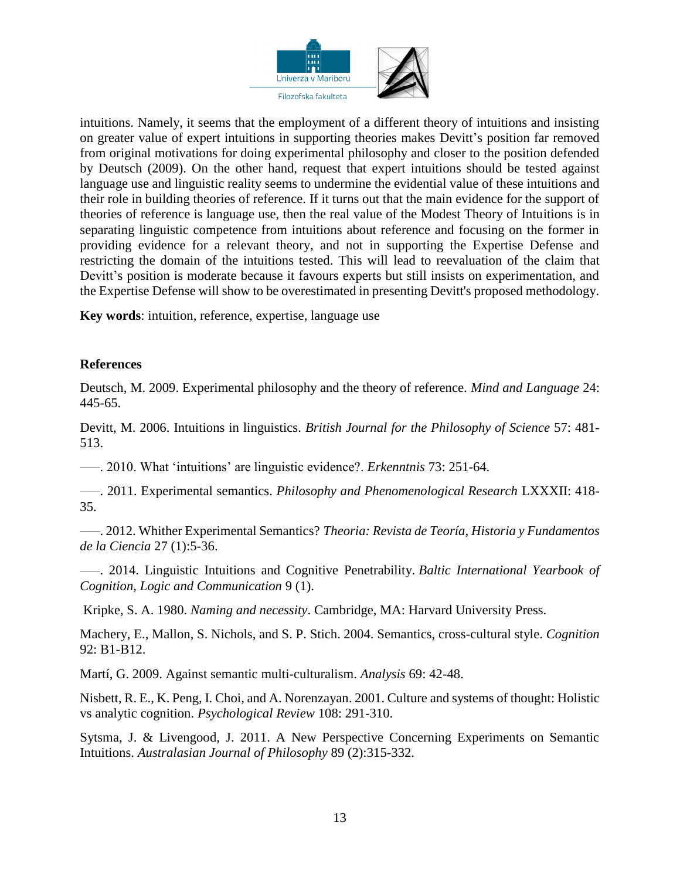intuitions. Namely, it seems that the employment of a different theory of intuitions and insisting on greater value of expert intuitions in supporting theories makes Devitt's position far removed from original motivations for doing experimental philosophy and closer to the position defended by Deutsch (2009). On the other hand, request that expert intuitions should be tested against language use and linguistic reality seems to undermine the evidential value of these intuitions and their role in building theories of reference. If it turns out that the main evidence for the support of theories of reference is language use, then the real value of the Modest Theory of Intuitions is in separating linguistic competence from intuitions about reference and focusing on the former in providing evidence for a relevant theory, and not in supporting the Expertise Defense and restricting the domain of the intuitions tested. This will lead to reevaluation of the claim that Devitt's position is moderate because it favours experts but still insists on experimentation, and the Expertise Defense will show to be overestimated in presenting Devitt's proposed methodology.

**Key words**: intuition, reference, expertise, language use

**References**

Deutsch, M. 2009. Experimental philosophy and the theory of reference. *Mind and Language* 24: 445-65.

Devitt, M. 2006. Intuitions in linguistics. *British Journal for the Philosophy of Science* 57: 481-513.

–––. 2010. What 'intuitions' are linguistic evidence?. *Erkenntnis* 73: 251-64.

–––. 2011. Experimental semantics. *Philosophy and Phenomenological Research* LXXXII: 418-35.

–––. 2012. Whither Experimental Semantics? *Theoria: Revista de Teoría, Historia y Fundamentos de la Ciencia* 27 (1):5-36.

–––. 2014. Linguistic Intuitions and Cognitive Penetrability. *Baltic International Yearbook of Cognition, Logic and Communication* 9 (1).

Kripke, S. A. 1980. *Naming and necessity*. Cambridge, MA: Harvard University Press.

Machery, E., Mallon, S. Nichols, and S. P. Stich. 2004. Semantics, cross-cultural style. *Cognition* 92: B1-B12.

Martí, G. 2009. Against semantic multi-culturalism. *Analysis* 69: 42-48.

Nisbett, R. E., K. Peng, I. Choi, and A. Norenzayan. 2001. Culture and systems of thought: Holistic vs analytic cognition. *Psychological Review* 108: 291-310.

Sytsma, J. & Livengood, J. 2011. A New Perspective Concerning Experiments on Semantic Intuitions. *Australasian Journal of Philosophy* 89 (2):315-332.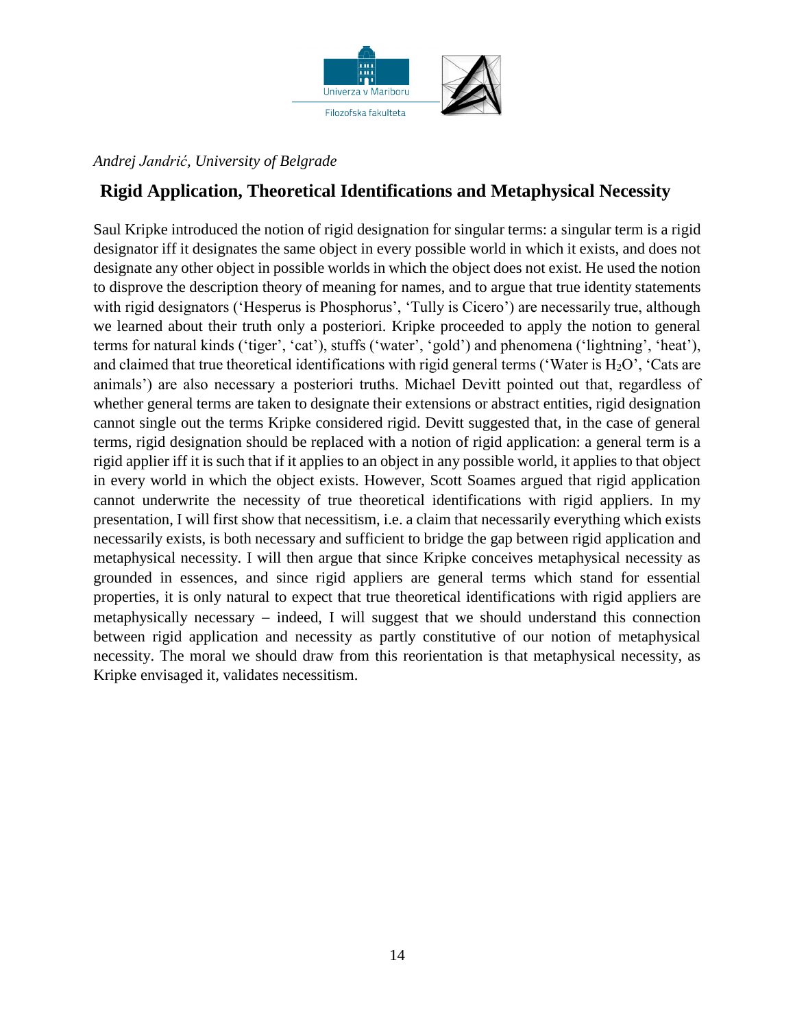*Andrej Jandrić, University of Belgrade*

## Rigid Application, Theoretical Identifications and Metaphysical Necessity

Saul Kripke introduced the notion of rigid designation for singular terms: a singular term is a rigid designator iff it designates the same object in every possible world in which it exists, and does not designate any other object in possible worlds in which the object does not exist. He used the notion to disprove the description theory of meaning for names, and to argue that true identity statements with rigid designators ('Hesperus is Phosphorus', 'Tully is Cicero') are necessarily true, although we learned about their truth only a posteriori. Kripke proceeded to apply the notion to general terms for natural kinds ('tiger', 'cat'), stuffs ('water', 'gold') and phenomena ('lightning', 'heat'), and claimed that true theoretical identifications with rigid general terms ('Water is $H_2O$', 'Cats are animals') are also necessary a posteriori truths. Michael Devitt pointed out that, regardless of whether general terms are taken to designate their extensions or abstract entities, rigid designation cannot single out the terms Kripke considered rigid. Devitt suggested that, in the case of general terms, rigid designation should be replaced with a notion of rigid application: a general term is a rigid applier iff it is such that if it applies to an object in any possible world, it applies to that object in every world in which the object exists. However, Scott Soames argued that rigid application cannot underwrite the necessity of true theoretical identifications with rigid appliers. In my presentation, I will first show that necessitism, i.e. a claim that necessarily everything which exists necessarily exists, is both necessary and sufficient to bridge the gap between rigid application and metaphysical necessity. I will then argue that since Kripke conceives metaphysical necessity as grounded in essences, and since rigid appliers are general terms which stand for essential properties, it is only natural to expect that true theoretical identifications with rigid appliers are metaphysically necessary – indeed, I will suggest that we should understand this connection between rigid application and necessity as partly constitutive of our notion of metaphysical necessity. The moral we should draw from this reorientation is that metaphysical necessity, as Kripke envisaged it, validates necessitism.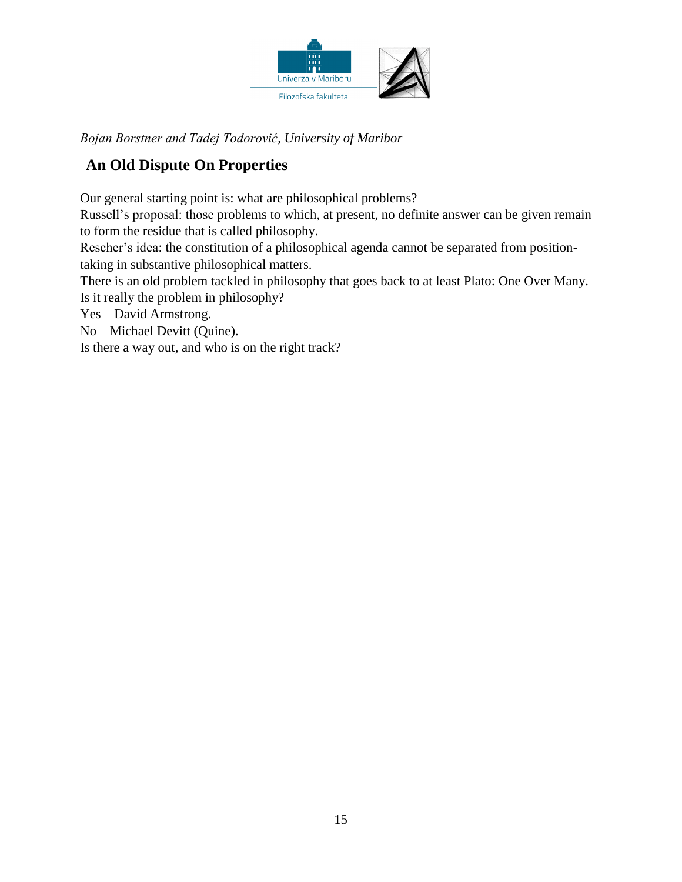*Bojan Borstner and Tadej Todorović, University of Maribor*

## An Old Dispute On Properties

Our general starting point is: what are philosophical problems?
Russell's proposal: those problems to which, at present, no definite answer can be given remain to form the residue that is called philosophy.
Rescher's idea: the constitution of a philosophical agenda cannot be separated from position-taking in substantive philosophical matters.
There is an old problem tackled in philosophy that goes back to at least Plato: One Over Many.
Is it really the problem in philosophy?
Yes – David Armstrong.
No – Michael Devitt (Quine).
Is there a way out, and who is on the right track?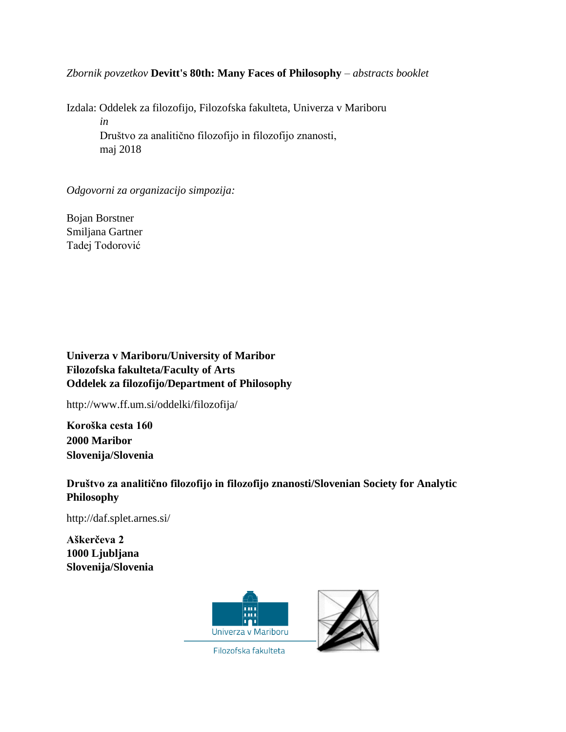*Zbornik povzetkov* **Devitt's 80th: Many Faces of Philosophy** – *abstracts booklet*

Izdala: Oddelek za filozofijo, Filozofska fakulteta, Univerza v Mariboru
*in*
Društvo za analitično filozofijo in filozofijo znanosti,
maj 2018

*Odgovorni za organizacijo simpozija:*

Bojan Borstner
Smiljana Gartner
Tadej Todorović

**Univerza v Mariboru/University of Maribor**
**Filozofska fakulteta/Faculty of Arts**
**Oddelek za filozofijo/Department of Philosophy**

http://www.ff.um.si/oddelki/filozofija/

**Koroška cesta 160**
**2000 Maribor**
**Slovenija/Slovenia**

**Društvo za analitično filozofijo in filozofijo znanosti/Slovenian Society for Analytic Philosophy**

http://daf.splet.arnes.si/

**Aškerčeva 2**
**1000 Ljubljana**
**Slovenija/Slovenia**

Univerza v Mariboru
Filozofska fakulteta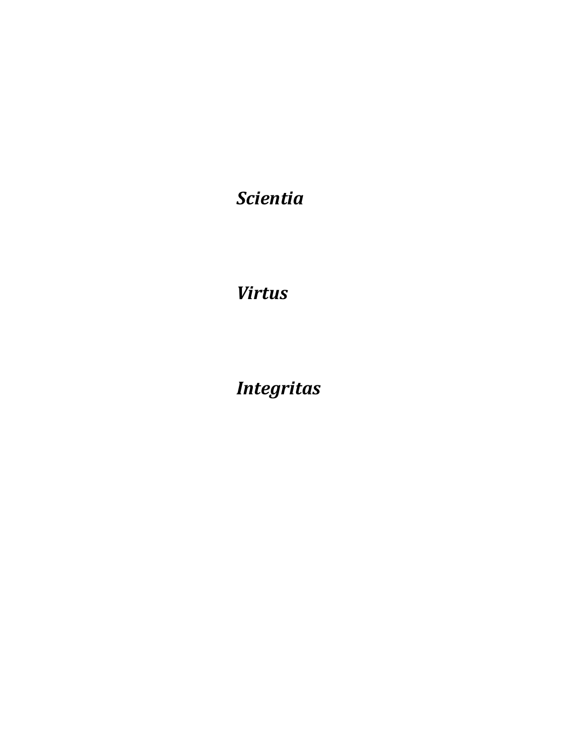***Scientia***

***Virtus***

***Integritas***